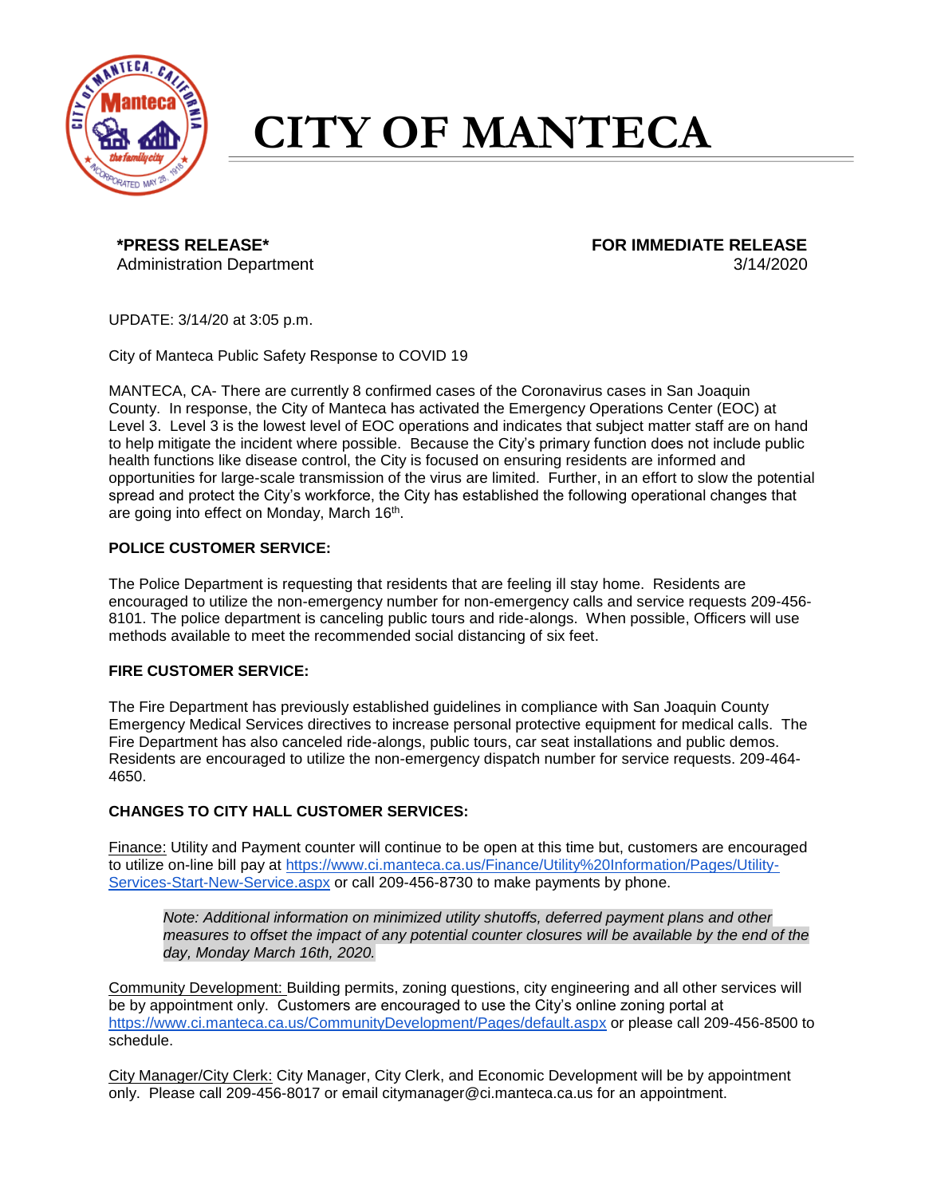# CITY OF MANTECA

**\*PRESS RELEASE\***
Administration Department

**FOR IMMEDIATE RELEASE**
3/14/2020

UPDATE: 3/14/20 at 3:05 p.m.

City of Manteca Public Safety Response to COVID 19

MANTECA, CA- There are currently 8 confirmed cases of the Coronavirus cases in San Joaquin County. In response, the City of Manteca has activated the Emergency Operations Center (EOC) at Level 3. Level 3 is the lowest level of EOC operations and indicates that subject matter staff are on hand to help mitigate the incident where possible. Because the City's primary function does not include public health functions like disease control, the City is focused on ensuring residents are informed and opportunities for large-scale transmission of the virus are limited. Further, in an effort to slow the potential spread and protect the City's workforce, the City has established the following operational changes that are going into effect on Monday, March 16th.

**POLICE CUSTOMER SERVICE:**

The Police Department is requesting that residents that are feeling ill stay home. Residents are encouraged to utilize the non-emergency number for non-emergency calls and service requests 209-456-8101. The police department is canceling public tours and ride-alongs. When possible, Officers will use methods available to meet the recommended social distancing of six feet.

**FIRE CUSTOMER SERVICE:**

The Fire Department has previously established guidelines in compliance with San Joaquin County Emergency Medical Services directives to increase personal protective equipment for medical calls. The Fire Department has also canceled ride-alongs, public tours, car seat installations and public demos. Residents are encouraged to utilize the non-emergency dispatch number for service requests. 209-464-4650.

**CHANGES TO CITY HALL CUSTOMER SERVICES:**

Finance: Utility and Payment counter will continue to be open at this time but, customers are encouraged to utilize on-line bill pay at https://www.ci.manteca.ca.us/Finance/Utility%20Information/Pages/Utility-Services-Start-New-Service.aspx or call 209-456-8730 to make payments by phone.

> *Note: Additional information on minimized utility shutoffs, deferred payment plans and other measures to offset the impact of any potential counter closures will be available by the end of the day, Monday March 16th, 2020.*

Community Development: Building permits, zoning questions, city engineering and all other services will be by appointment only. Customers are encouraged to use the City's online zoning portal at https://www.ci.manteca.ca.us/CommunityDevelopment/Pages/default.aspx or please call 209-456-8500 to schedule.

City Manager/City Clerk: City Manager, City Clerk, and Economic Development will be by appointment only. Please call 209-456-8017 or email citymanager@ci.manteca.ca.us for an appointment.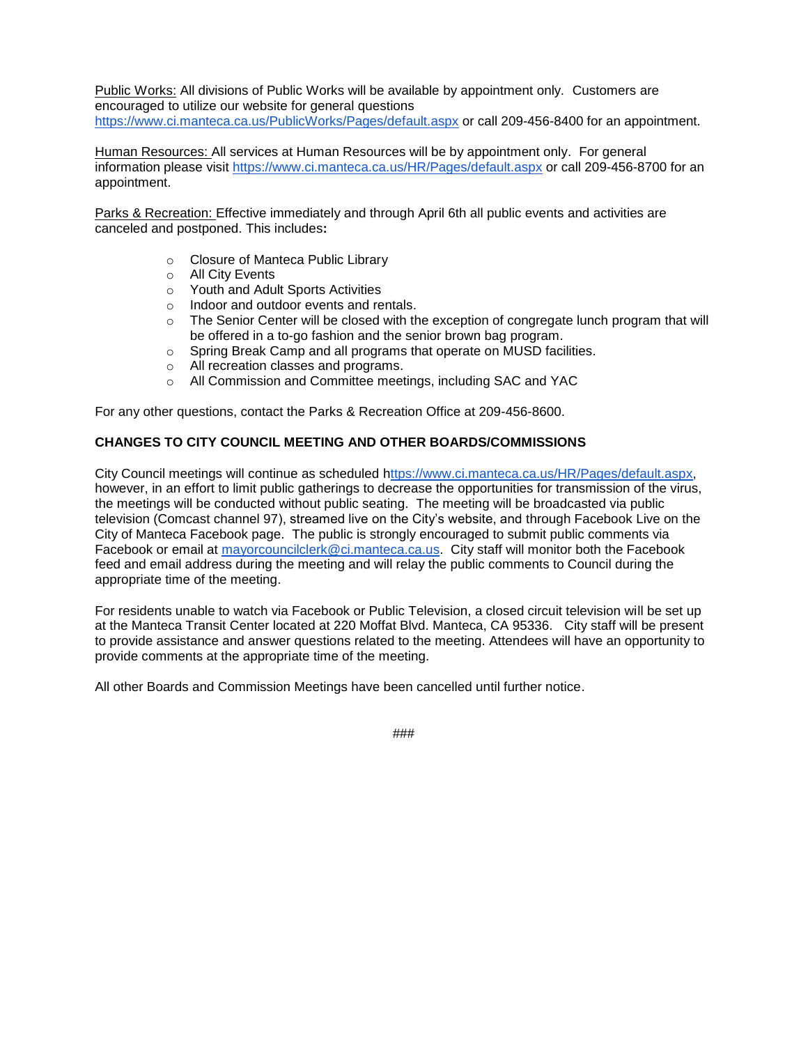Public Works: All divisions of Public Works will be available by appointment only. Customers are encouraged to utilize our website for general questions https://www.ci.manteca.ca.us/PublicWorks/Pages/default.aspx or call 209-456-8400 for an appointment.

Human Resources: All services at Human Resources will be by appointment only. For general information please visit https://www.ci.manteca.ca.us/HR/Pages/default.aspx or call 209-456-8700 for an appointment.

Parks & Recreation: Effective immediately and through April 6th all public events and activities are canceled and postponed. This includes**:**

- Closure of Manteca Public Library
- All City Events
- Youth and Adult Sports Activities
- Indoor and outdoor events and rentals.
- The Senior Center will be closed with the exception of congregate lunch program that will be offered in a to-go fashion and the senior brown bag program.
- Spring Break Camp and all programs that operate on MUSD facilities.
- All recreation classes and programs.
- All Commission and Committee meetings, including SAC and YAC

For any other questions, contact the Parks & Recreation Office at 209-456-8600.

**CHANGES TO CITY COUNCIL MEETING AND OTHER BOARDS/COMMISSIONS**

City Council meetings will continue as scheduled https://www.ci.manteca.ca.us/HR/Pages/default.aspx, however, in an effort to limit public gatherings to decrease the opportunities for transmission of the virus, the meetings will be conducted without public seating. The meeting will be broadcasted via public television (Comcast channel 97), streamed live on the City's website, and through Facebook Live on the City of Manteca Facebook page. The public is strongly encouraged to submit public comments via Facebook or email at mayorcouncilclerk@ci.manteca.ca.us. City staff will monitor both the Facebook feed and email address during the meeting and will relay the public comments to Council during the appropriate time of the meeting.

For residents unable to watch via Facebook or Public Television, a closed circuit television will be set up at the Manteca Transit Center located at 220 Moffat Blvd. Manteca, CA 95336. City staff will be present to provide assistance and answer questions related to the meeting. Attendees will have an opportunity to provide comments at the appropriate time of the meeting.

All other Boards and Commission Meetings have been cancelled until further notice.

###